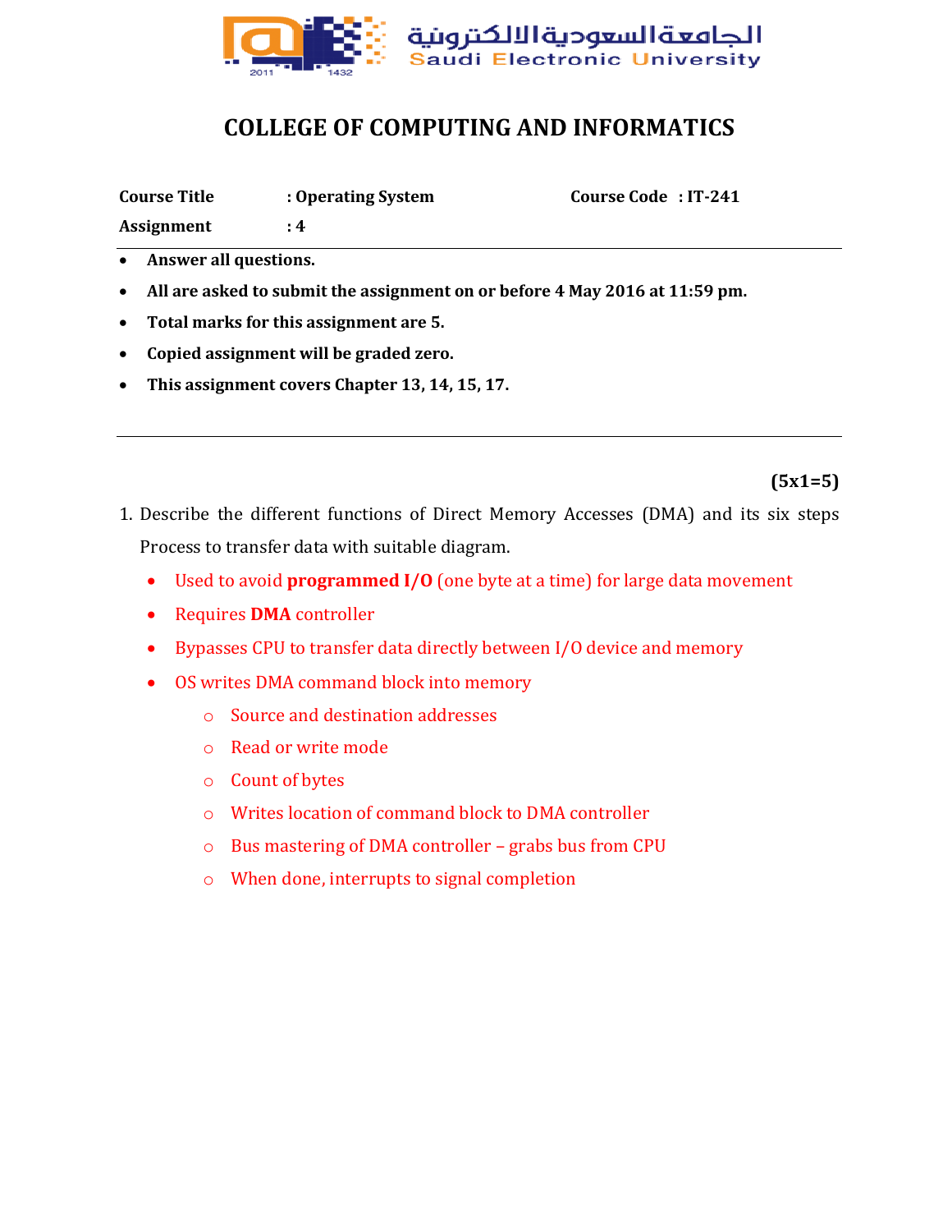الجامعة السعودية الالكترونية
Saudi Electronic University

# COLLEGE OF COMPUTING AND INFORMATICS

**Course Title** : **Operating System** **Course Code** : **IT-241**

**Assignment** : **4**

- **Answer all questions.**
- **All are asked to submit the assignment on or before 4 May 2016 at 11:59 pm.**
- **Total marks for this assignment are 5.**
- **Copied assignment will be graded zero.**
- **This assignment covers Chapter 13, 14, 15, 17.**

**(5x1=5)**

1. Describe the different functions of Direct Memory Accesses (DMA) and its six steps Process to transfer data with suitable diagram.
   - Used to avoid **programmed I/O** (one byte at a time) for large data movement
   - Requires **DMA** controller
   - Bypasses CPU to transfer data directly between I/O device and memory
   - OS writes DMA command block into memory
     - Source and destination addresses
     - Read or write mode
     - Count of bytes
     - Writes location of command block to DMA controller
     - Bus mastering of DMA controller – grabs bus from CPU
     - When done, interrupts to signal completion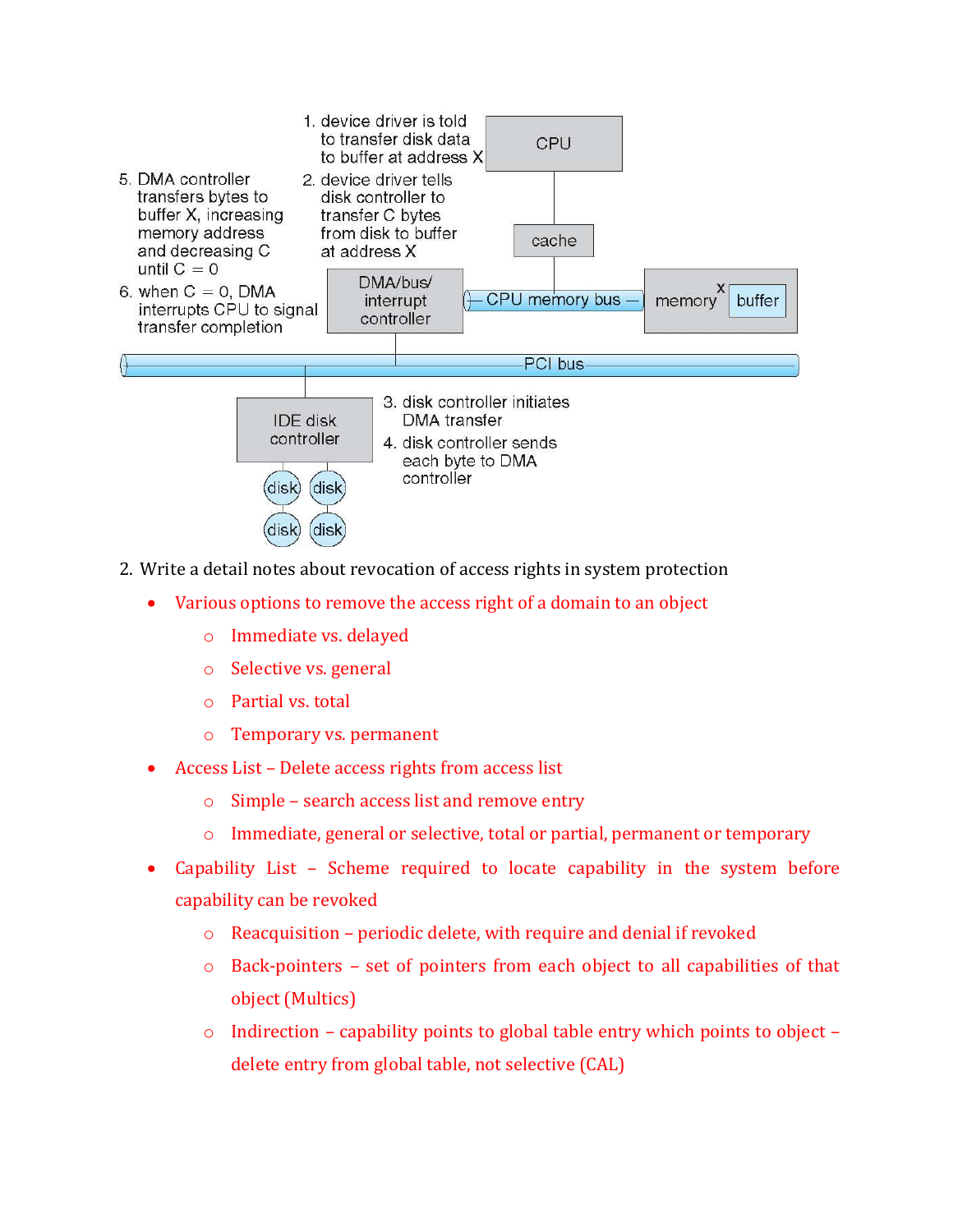1. device driver is told to transfer disk data to buffer at address X

2. device driver tells disk controller to transfer C bytes from disk to buffer at address X

3. disk controller initiates DMA transfer

4. disk controller sends each byte to DMA controller

5. DMA controller transfers bytes to buffer X, increasing memory address and decreasing C until C = 0

6. when C = 0, DMA interrupts CPU to signal transfer completion

CPU

cache

DMA/bus/interrupt controller

CPU memory bus

memory X buffer

PCI bus

IDE disk controller

disk disk disk disk

2. Write a detail notes about revocation of access rights in system protection

- Various options to remove the access right of a domain to an object
  - Immediate vs. delayed
  - Selective vs. general
  - Partial vs. total
  - Temporary vs. permanent
- Access List – Delete access rights from access list
  - Simple – search access list and remove entry
  - Immediate, general or selective, total or partial, permanent or temporary
- Capability List – Scheme required to locate capability in the system before capability can be revoked
  - Reacquisition – periodic delete, with require and denial if revoked
  - Back-pointers – set of pointers from each object to all capabilities of that object (Multics)
  - Indirection – capability points to global table entry which points to object – delete entry from global table, not selective (CAL)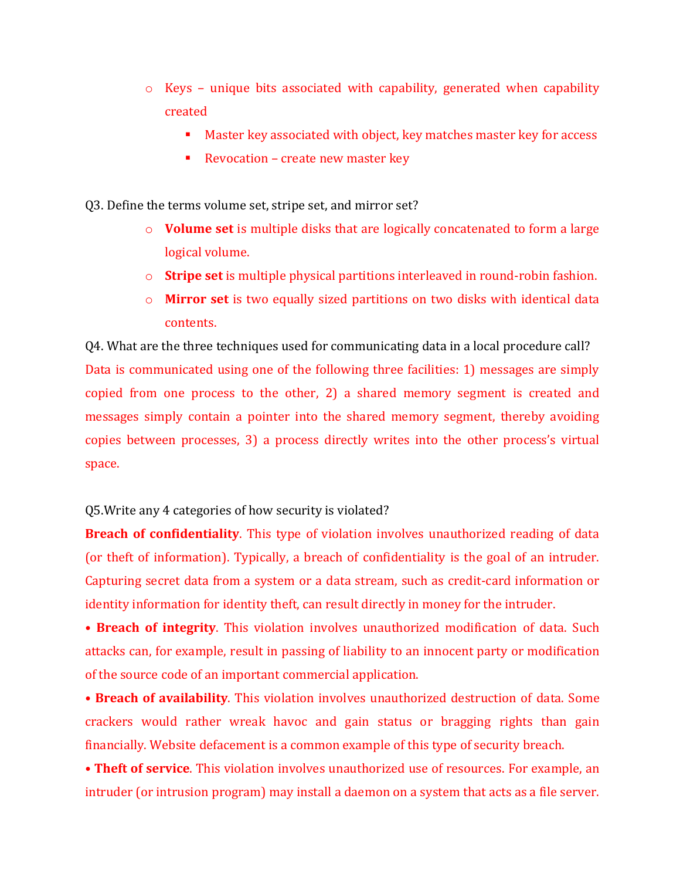- Keys – unique bits associated with capability, generated when capability created
  - Master key associated with object, key matches master key for access
  - Revocation – create new master key

Q3. Define the terms volume set, stripe set, and mirror set?

- **Volume set** is multiple disks that are logically concatenated to form a large logical volume.
- **Stripe set** is multiple physical partitions interleaved in round-robin fashion.
- **Mirror set** is two equally sized partitions on two disks with identical data contents.

Q4. What are the three techniques used for communicating data in a local procedure call?

Data is communicated using one of the following three facilities: 1) messages are simply copied from one process to the other, 2) a shared memory segment is created and messages simply contain a pointer into the shared memory segment, thereby avoiding copies between processes, 3) a process directly writes into the other process's virtual space.

Q5.Write any 4 categories of how security is violated?

**Breach of confidentiality**. This type of violation involves unauthorized reading of data (or theft of information). Typically, a breach of confidentiality is the goal of an intruder. Capturing secret data from a system or a data stream, such as credit-card information or identity information for identity theft, can result directly in money for the intruder.

• **Breach of integrity**. This violation involves unauthorized modification of data. Such attacks can, for example, result in passing of liability to an innocent party or modification of the source code of an important commercial application.

• **Breach of availability**. This violation involves unauthorized destruction of data. Some crackers would rather wreak havoc and gain status or bragging rights than gain financially. Website defacement is a common example of this type of security breach.

• **Theft of service**. This violation involves unauthorized use of resources. For example, an intruder (or intrusion program) may install a daemon on a system that acts as a file server.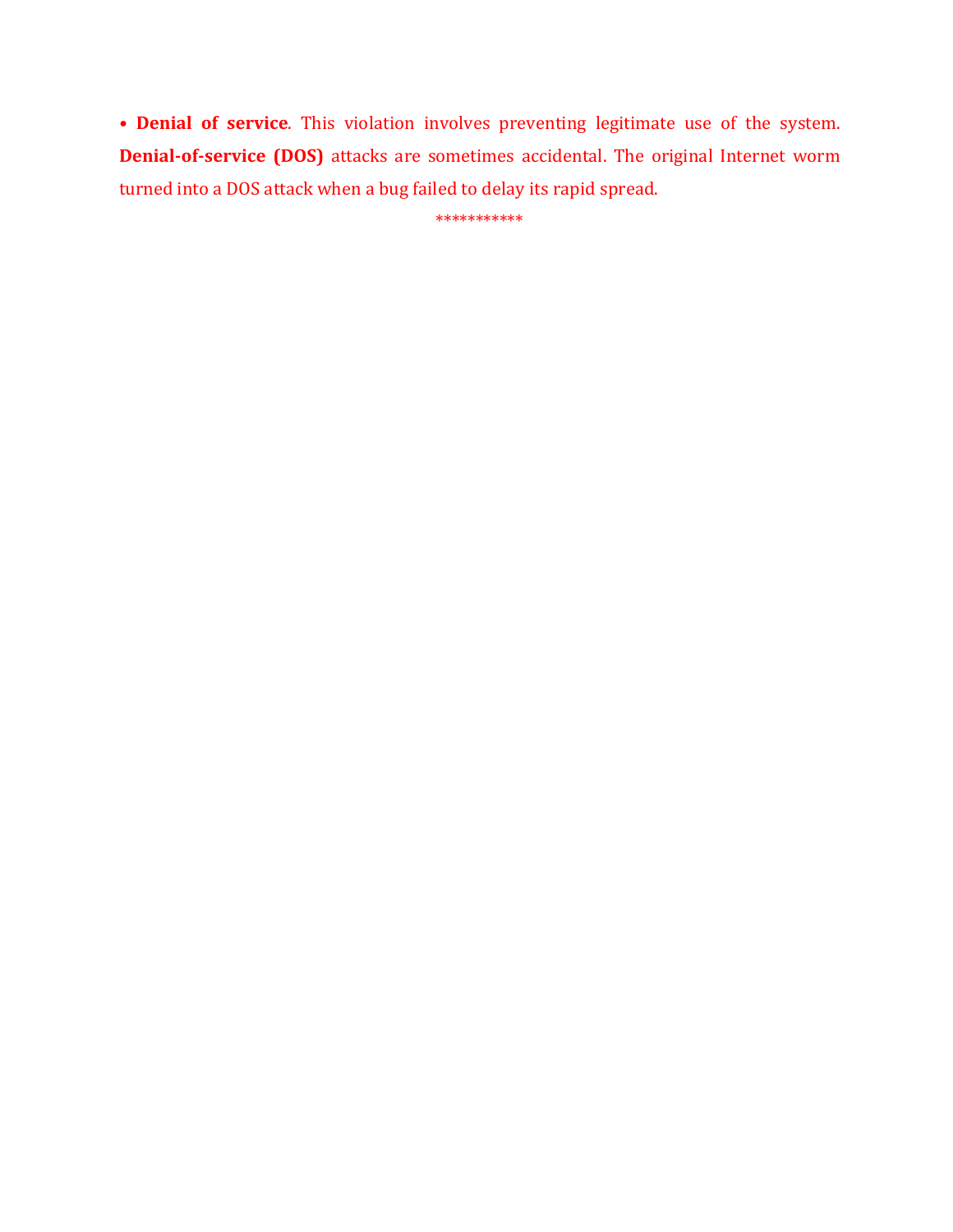- **Denial of service**. This violation involves preventing legitimate use of the system. **Denial-of-service (DOS)** attacks are sometimes accidental. The original Internet worm turned into a DOS attack when a bug failed to delay its rapid spread.

***********